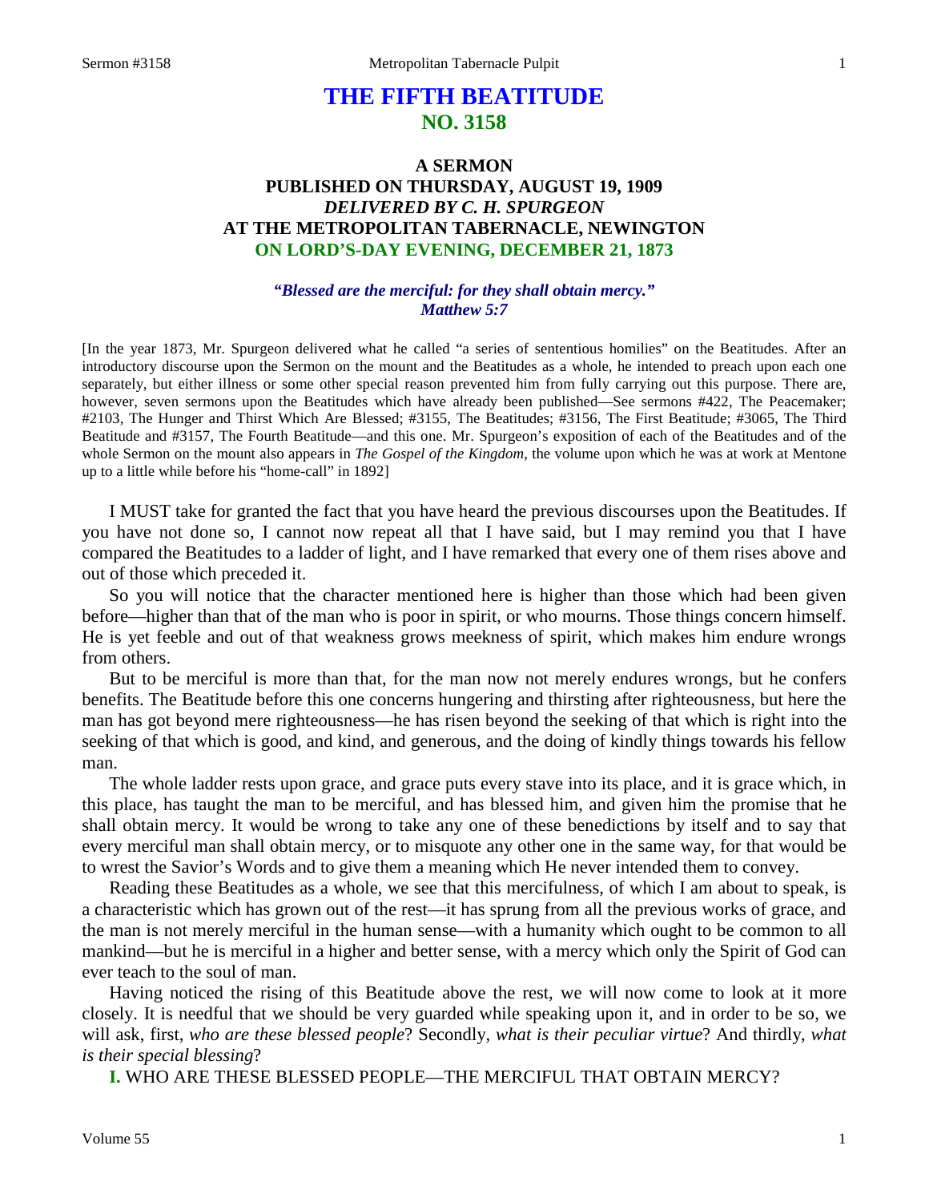# THE FIFTH BEATITUDE
## NO. 3158

### A SERMON
### PUBLISHED ON THURSDAY, AUGUST 19, 1909
### *DELIVERED BY C. H. SPURGEON*
### AT THE METROPOLITAN TABERNACLE, NEWINGTON
### ON LORD'S-DAY EVENING, DECEMBER 21, 1873

***"Blessed are the merciful: for they shall obtain mercy."***
***Matthew 5:7***

[In the year 1873, Mr. Spurgeon delivered what he called "a series of sententious homilies" on the Beatitudes. After an introductory discourse upon the Sermon on the mount and the Beatitudes as a whole, he intended to preach upon each one separately, but either illness or some other special reason prevented him from fully carrying out this purpose. There are, however, seven sermons upon the Beatitudes which have already been published—See sermons #422, The Peacemaker; #2103, The Hunger and Thirst Which Are Blessed; #3155, The Beatitudes; #3156, The First Beatitude; #3065, The Third Beatitude and #3157, The Fourth Beatitude—and this one. Mr. Spurgeon's exposition of each of the Beatitudes and of the whole Sermon on the mount also appears in *The Gospel of the Kingdom*, the volume upon which he was at work at Mentone up to a little while before his "home-call" in 1892]

I MUST take for granted the fact that you have heard the previous discourses upon the Beatitudes. If you have not done so, I cannot now repeat all that I have said, but I may remind you that I have compared the Beatitudes to a ladder of light, and I have remarked that every one of them rises above and out of those which preceded it.

So you will notice that the character mentioned here is higher than those which had been given before—higher than that of the man who is poor in spirit, or who mourns. Those things concern himself. He is yet feeble and out of that weakness grows meekness of spirit, which makes him endure wrongs from others.

But to be merciful is more than that, for the man now not merely endures wrongs, but he confers benefits. The Beatitude before this one concerns hungering and thirsting after righteousness, but here the man has got beyond mere righteousness—he has risen beyond the seeking of that which is right into the seeking of that which is good, and kind, and generous, and the doing of kindly things towards his fellow man.

The whole ladder rests upon grace, and grace puts every stave into its place, and it is grace which, in this place, has taught the man to be merciful, and has blessed him, and given him the promise that he shall obtain mercy. It would be wrong to take any one of these benedictions by itself and to say that every merciful man shall obtain mercy, or to misquote any other one in the same way, for that would be to wrest the Savior's Words and to give them a meaning which He never intended them to convey.

Reading these Beatitudes as a whole, we see that this mercifulness, of which I am about to speak, is a characteristic which has grown out of the rest—it has sprung from all the previous works of grace, and the man is not merely merciful in the human sense—with a humanity which ought to be common to all mankind—but he is merciful in a higher and better sense, with a mercy which only the Spirit of God can ever teach to the soul of man.

Having noticed the rising of this Beatitude above the rest, we will now come to look at it more closely. It is needful that we should be very guarded while speaking upon it, and in order to be so, we will ask, first, *who are these blessed people*? Secondly, *what is their peculiar virtue*? And thirdly, *what is their special blessing*?

**I.** WHO ARE THESE BLESSED PEOPLE—THE MERCIFUL THAT OBTAIN MERCY?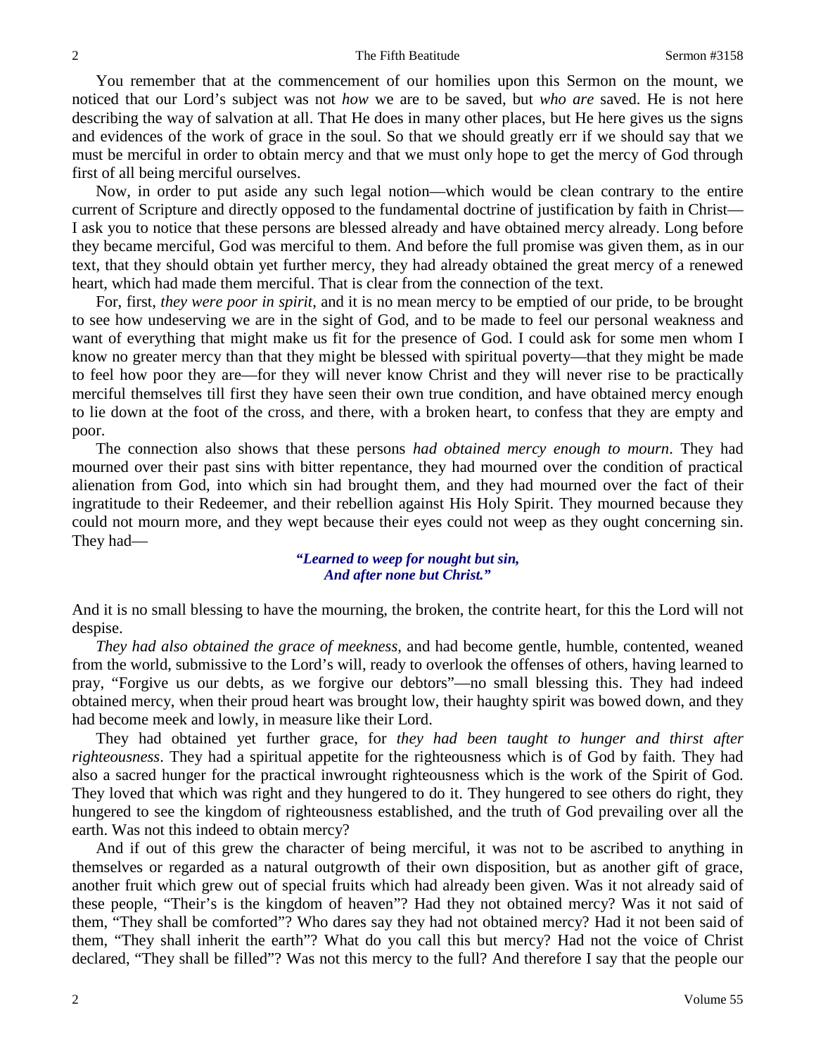You remember that at the commencement of our homilies upon this Sermon on the mount, we noticed that our Lord's subject was not *how* we are to be saved, but *who are* saved. He is not here describing the way of salvation at all. That He does in many other places, but He here gives us the signs and evidences of the work of grace in the soul. So that we should greatly err if we should say that we must be merciful in order to obtain mercy and that we must only hope to get the mercy of God through first of all being merciful ourselves.

Now, in order to put aside any such legal notion—which would be clean contrary to the entire current of Scripture and directly opposed to the fundamental doctrine of justification by faith in Christ—I ask you to notice that these persons are blessed already and have obtained mercy already. Long before they became merciful, God was merciful to them. And before the full promise was given them, as in our text, that they should obtain yet further mercy, they had already obtained the great mercy of a renewed heart, which had made them merciful. That is clear from the connection of the text.

For, first, *they were poor in spirit*, and it is no mean mercy to be emptied of our pride, to be brought to see how undeserving we are in the sight of God, and to be made to feel our personal weakness and want of everything that might make us fit for the presence of God. I could ask for some men whom I know no greater mercy than that they might be blessed with spiritual poverty—that they might be made to feel how poor they are—for they will never know Christ and they will never rise to be practically merciful themselves till first they have seen their own true condition, and have obtained mercy enough to lie down at the foot of the cross, and there, with a broken heart, to confess that they are empty and poor.

The connection also shows that these persons *had obtained mercy enough to mourn*. They had mourned over their past sins with bitter repentance, they had mourned over the condition of practical alienation from God, into which sin had brought them, and they had mourned over the fact of their ingratitude to their Redeemer, and their rebellion against His Holy Spirit. They mourned because they could not mourn more, and they wept because their eyes could not weep as they ought concerning sin. They had—

> ***"Learned to weep for nought but sin,***
> ***And after none but Christ."***

And it is no small blessing to have the mourning, the broken, the contrite heart, for this the Lord will not despise.

*They had also obtained the grace of meekness*, and had become gentle, humble, contented, weaned from the world, submissive to the Lord's will, ready to overlook the offenses of others, having learned to pray, "Forgive us our debts, as we forgive our debtors"—no small blessing this. They had indeed obtained mercy, when their proud heart was brought low, their haughty spirit was bowed down, and they had become meek and lowly, in measure like their Lord.

They had obtained yet further grace, for *they had been taught to hunger and thirst after righteousness*. They had a spiritual appetite for the righteousness which is of God by faith. They had also a sacred hunger for the practical inwrought righteousness which is the work of the Spirit of God. They loved that which was right and they hungered to do it. They hungered to see others do right, they hungered to see the kingdom of righteousness established, and the truth of God prevailing over all the earth. Was not this indeed to obtain mercy?

And if out of this grew the character of being merciful, it was not to be ascribed to anything in themselves or regarded as a natural outgrowth of their own disposition, but as another gift of grace, another fruit which grew out of special fruits which had already been given. Was it not already said of these people, "Their's is the kingdom of heaven"? Had they not obtained mercy? Was it not said of them, "They shall be comforted"? Who dares say they had not obtained mercy? Had it not been said of them, "They shall inherit the earth"? What do you call this but mercy? Had not the voice of Christ declared, "They shall be filled"? Was not this mercy to the full? And therefore I say that the people our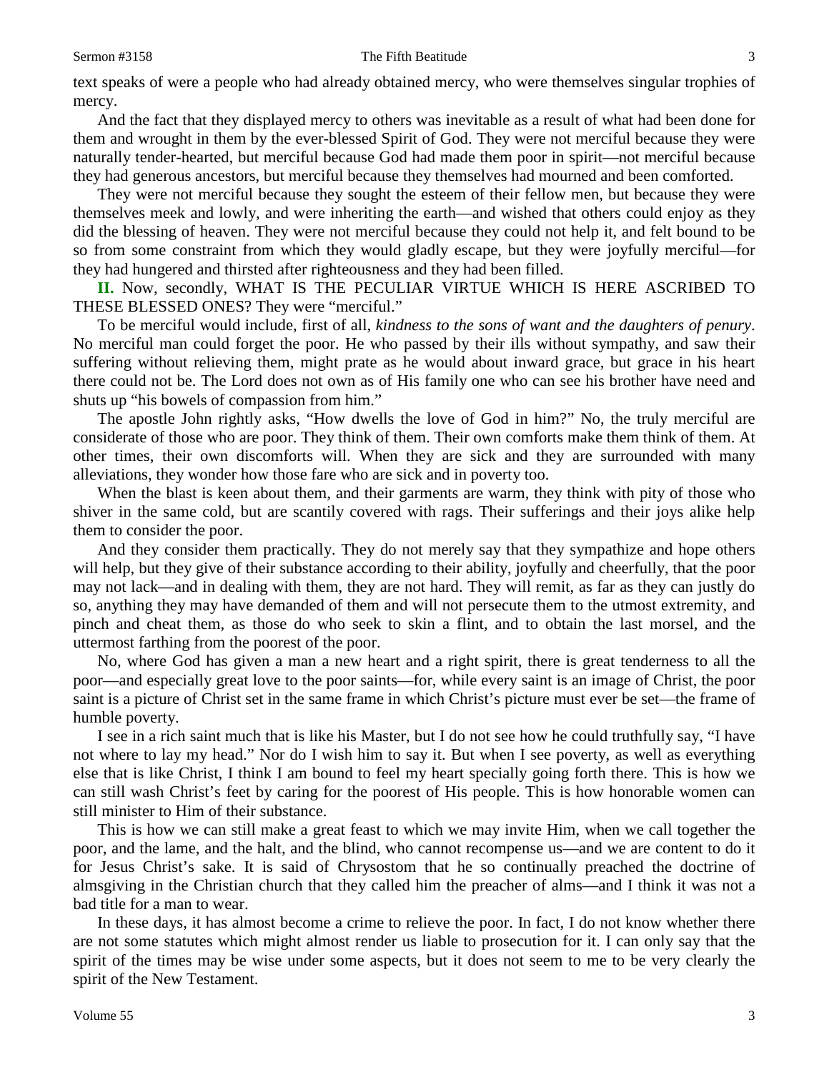text speaks of were a people who had already obtained mercy, who were themselves singular trophies of mercy.

And the fact that they displayed mercy to others was inevitable as a result of what had been done for them and wrought in them by the ever-blessed Spirit of God. They were not merciful because they were naturally tender-hearted, but merciful because God had made them poor in spirit—not merciful because they had generous ancestors, but merciful because they themselves had mourned and been comforted.

They were not merciful because they sought the esteem of their fellow men, but because they were themselves meek and lowly, and were inheriting the earth—and wished that others could enjoy as they did the blessing of heaven. They were not merciful because they could not help it, and felt bound to be so from some constraint from which they would gladly escape, but they were joyfully merciful—for they had hungered and thirsted after righteousness and they had been filled.

**II.** Now, secondly, WHAT IS THE PECULIAR VIRTUE WHICH IS HERE ASCRIBED TO THESE BLESSED ONES? They were "merciful."

To be merciful would include, first of all, *kindness to the sons of want and the daughters of penury*. No merciful man could forget the poor. He who passed by their ills without sympathy, and saw their suffering without relieving them, might prate as he would about inward grace, but grace in his heart there could not be. The Lord does not own as of His family one who can see his brother have need and shuts up "his bowels of compassion from him."

The apostle John rightly asks, "How dwells the love of God in him?" No, the truly merciful are considerate of those who are poor. They think of them. Their own comforts make them think of them. At other times, their own discomforts will. When they are sick and they are surrounded with many alleviations, they wonder how those fare who are sick and in poverty too.

When the blast is keen about them, and their garments are warm, they think with pity of those who shiver in the same cold, but are scantily covered with rags. Their sufferings and their joys alike help them to consider the poor.

And they consider them practically. They do not merely say that they sympathize and hope others will help, but they give of their substance according to their ability, joyfully and cheerfully, that the poor may not lack—and in dealing with them, they are not hard. They will remit, as far as they can justly do so, anything they may have demanded of them and will not persecute them to the utmost extremity, and pinch and cheat them, as those do who seek to skin a flint, and to obtain the last morsel, and the uttermost farthing from the poorest of the poor.

No, where God has given a man a new heart and a right spirit, there is great tenderness to all the poor—and especially great love to the poor saints—for, while every saint is an image of Christ, the poor saint is a picture of Christ set in the same frame in which Christ's picture must ever be set—the frame of humble poverty.

I see in a rich saint much that is like his Master, but I do not see how he could truthfully say, "I have not where to lay my head." Nor do I wish him to say it. But when I see poverty, as well as everything else that is like Christ, I think I am bound to feel my heart specially going forth there. This is how we can still wash Christ's feet by caring for the poorest of His people. This is how honorable women can still minister to Him of their substance.

This is how we can still make a great feast to which we may invite Him, when we call together the poor, and the lame, and the halt, and the blind, who cannot recompense us—and we are content to do it for Jesus Christ's sake. It is said of Chrysostom that he so continually preached the doctrine of almsgiving in the Christian church that they called him the preacher of alms—and I think it was not a bad title for a man to wear.

In these days, it has almost become a crime to relieve the poor. In fact, I do not know whether there are not some statutes which might almost render us liable to prosecution for it. I can only say that the spirit of the times may be wise under some aspects, but it does not seem to me to be very clearly the spirit of the New Testament.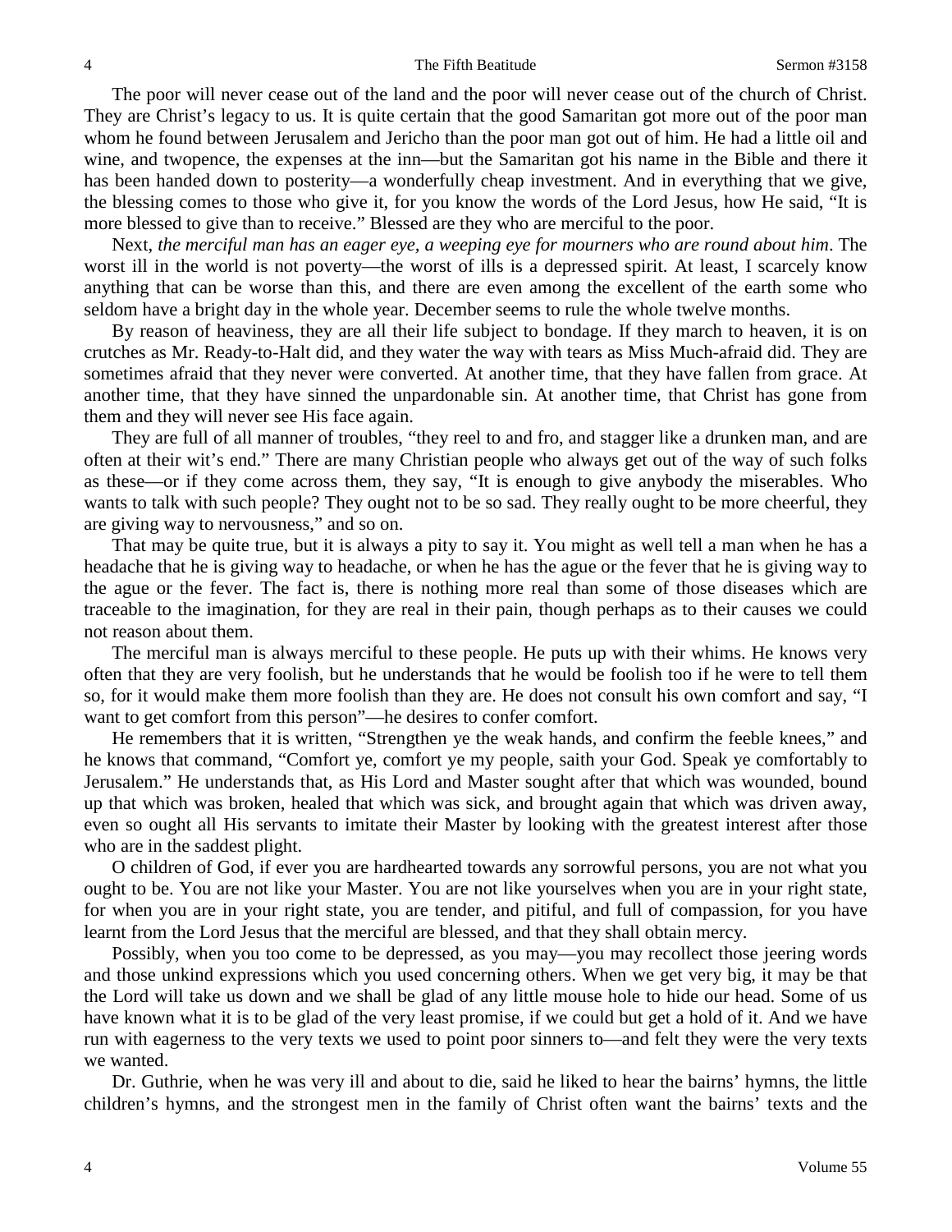The poor will never cease out of the land and the poor will never cease out of the church of Christ. They are Christ's legacy to us. It is quite certain that the good Samaritan got more out of the poor man whom he found between Jerusalem and Jericho than the poor man got out of him. He had a little oil and wine, and twopence, the expenses at the inn—but the Samaritan got his name in the Bible and there it has been handed down to posterity—a wonderfully cheap investment. And in everything that we give, the blessing comes to those who give it, for you know the words of the Lord Jesus, how He said, "It is more blessed to give than to receive." Blessed are they who are merciful to the poor.

Next, *the merciful man has an eager eye, a weeping eye for mourners who are round about him*. The worst ill in the world is not poverty—the worst of ills is a depressed spirit. At least, I scarcely know anything that can be worse than this, and there are even among the excellent of the earth some who seldom have a bright day in the whole year. December seems to rule the whole twelve months.

By reason of heaviness, they are all their life subject to bondage. If they march to heaven, it is on crutches as Mr. Ready-to-Halt did, and they water the way with tears as Miss Much-afraid did. They are sometimes afraid that they never were converted. At another time, that they have fallen from grace. At another time, that they have sinned the unpardonable sin. At another time, that Christ has gone from them and they will never see His face again.

They are full of all manner of troubles, "they reel to and fro, and stagger like a drunken man, and are often at their wit's end." There are many Christian people who always get out of the way of such folks as these—or if they come across them, they say, "It is enough to give anybody the miserables. Who wants to talk with such people? They ought not to be so sad. They really ought to be more cheerful, they are giving way to nervousness," and so on.

That may be quite true, but it is always a pity to say it. You might as well tell a man when he has a headache that he is giving way to headache, or when he has the ague or the fever that he is giving way to the ague or the fever. The fact is, there is nothing more real than some of those diseases which are traceable to the imagination, for they are real in their pain, though perhaps as to their causes we could not reason about them.

The merciful man is always merciful to these people. He puts up with their whims. He knows very often that they are very foolish, but he understands that he would be foolish too if he were to tell them so, for it would make them more foolish than they are. He does not consult his own comfort and say, "I want to get comfort from this person"—he desires to confer comfort.

He remembers that it is written, "Strengthen ye the weak hands, and confirm the feeble knees," and he knows that command, "Comfort ye, comfort ye my people, saith your God. Speak ye comfortably to Jerusalem." He understands that, as His Lord and Master sought after that which was wounded, bound up that which was broken, healed that which was sick, and brought again that which was driven away, even so ought all His servants to imitate their Master by looking with the greatest interest after those who are in the saddest plight.

O children of God, if ever you are hardhearted towards any sorrowful persons, you are not what you ought to be. You are not like your Master. You are not like yourselves when you are in your right state, for when you are in your right state, you are tender, and pitiful, and full of compassion, for you have learnt from the Lord Jesus that the merciful are blessed, and that they shall obtain mercy.

Possibly, when you too come to be depressed, as you may—you may recollect those jeering words and those unkind expressions which you used concerning others. When we get very big, it may be that the Lord will take us down and we shall be glad of any little mouse hole to hide our head. Some of us have known what it is to be glad of the very least promise, if we could but get a hold of it. And we have run with eagerness to the very texts we used to point poor sinners to—and felt they were the very texts we wanted.

Dr. Guthrie, when he was very ill and about to die, said he liked to hear the bairns' hymns, the little children's hymns, and the strongest men in the family of Christ often want the bairns' texts and the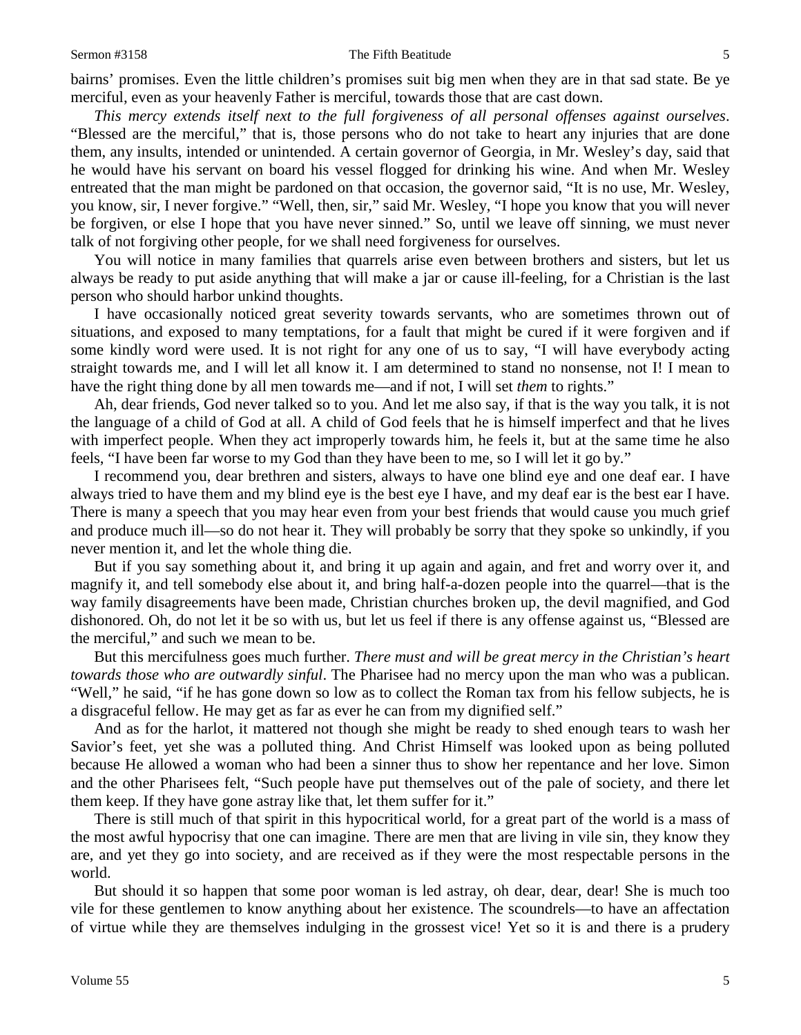bairns' promises. Even the little children's promises suit big men when they are in that sad state. Be ye merciful, even as your heavenly Father is merciful, towards those that are cast down.

*This mercy extends itself next to the full forgiveness of all personal offenses against ourselves*. "Blessed are the merciful," that is, those persons who do not take to heart any injuries that are done them, any insults, intended or unintended. A certain governor of Georgia, in Mr. Wesley's day, said that he would have his servant on board his vessel flogged for drinking his wine. And when Mr. Wesley entreated that the man might be pardoned on that occasion, the governor said, "It is no use, Mr. Wesley, you know, sir, I never forgive." "Well, then, sir," said Mr. Wesley, "I hope you know that you will never be forgiven, or else I hope that you have never sinned." So, until we leave off sinning, we must never talk of not forgiving other people, for we shall need forgiveness for ourselves.

You will notice in many families that quarrels arise even between brothers and sisters, but let us always be ready to put aside anything that will make a jar or cause ill-feeling, for a Christian is the last person who should harbor unkind thoughts.

I have occasionally noticed great severity towards servants, who are sometimes thrown out of situations, and exposed to many temptations, for a fault that might be cured if it were forgiven and if some kindly word were used. It is not right for any one of us to say, "I will have everybody acting straight towards me, and I will let all know it. I am determined to stand no nonsense, not I! I mean to have the right thing done by all men towards me—and if not, I will set *them* to rights."

Ah, dear friends, God never talked so to you. And let me also say, if that is the way you talk, it is not the language of a child of God at all. A child of God feels that he is himself imperfect and that he lives with imperfect people. When they act improperly towards him, he feels it, but at the same time he also feels, "I have been far worse to my God than they have been to me, so I will let it go by."

I recommend you, dear brethren and sisters, always to have one blind eye and one deaf ear. I have always tried to have them and my blind eye is the best eye I have, and my deaf ear is the best ear I have. There is many a speech that you may hear even from your best friends that would cause you much grief and produce much ill—so do not hear it. They will probably be sorry that they spoke so unkindly, if you never mention it, and let the whole thing die.

But if you say something about it, and bring it up again and again, and fret and worry over it, and magnify it, and tell somebody else about it, and bring half-a-dozen people into the quarrel—that is the way family disagreements have been made, Christian churches broken up, the devil magnified, and God dishonored. Oh, do not let it be so with us, but let us feel if there is any offense against us, "Blessed are the merciful," and such we mean to be.

But this mercifulness goes much further. *There must and will be great mercy in the Christian's heart towards those who are outwardly sinful*. The Pharisee had no mercy upon the man who was a publican. "Well," he said, "if he has gone down so low as to collect the Roman tax from his fellow subjects, he is a disgraceful fellow. He may get as far as ever he can from my dignified self."

And as for the harlot, it mattered not though she might be ready to shed enough tears to wash her Savior's feet, yet she was a polluted thing. And Christ Himself was looked upon as being polluted because He allowed a woman who had been a sinner thus to show her repentance and her love. Simon and the other Pharisees felt, "Such people have put themselves out of the pale of society, and there let them keep. If they have gone astray like that, let them suffer for it."

There is still much of that spirit in this hypocritical world, for a great part of the world is a mass of the most awful hypocrisy that one can imagine. There are men that are living in vile sin, they know they are, and yet they go into society, and are received as if they were the most respectable persons in the world.

But should it so happen that some poor woman is led astray, oh dear, dear, dear! She is much too vile for these gentlemen to know anything about her existence. The scoundrels—to have an affectation of virtue while they are themselves indulging in the grossest vice! Yet so it is and there is a prudery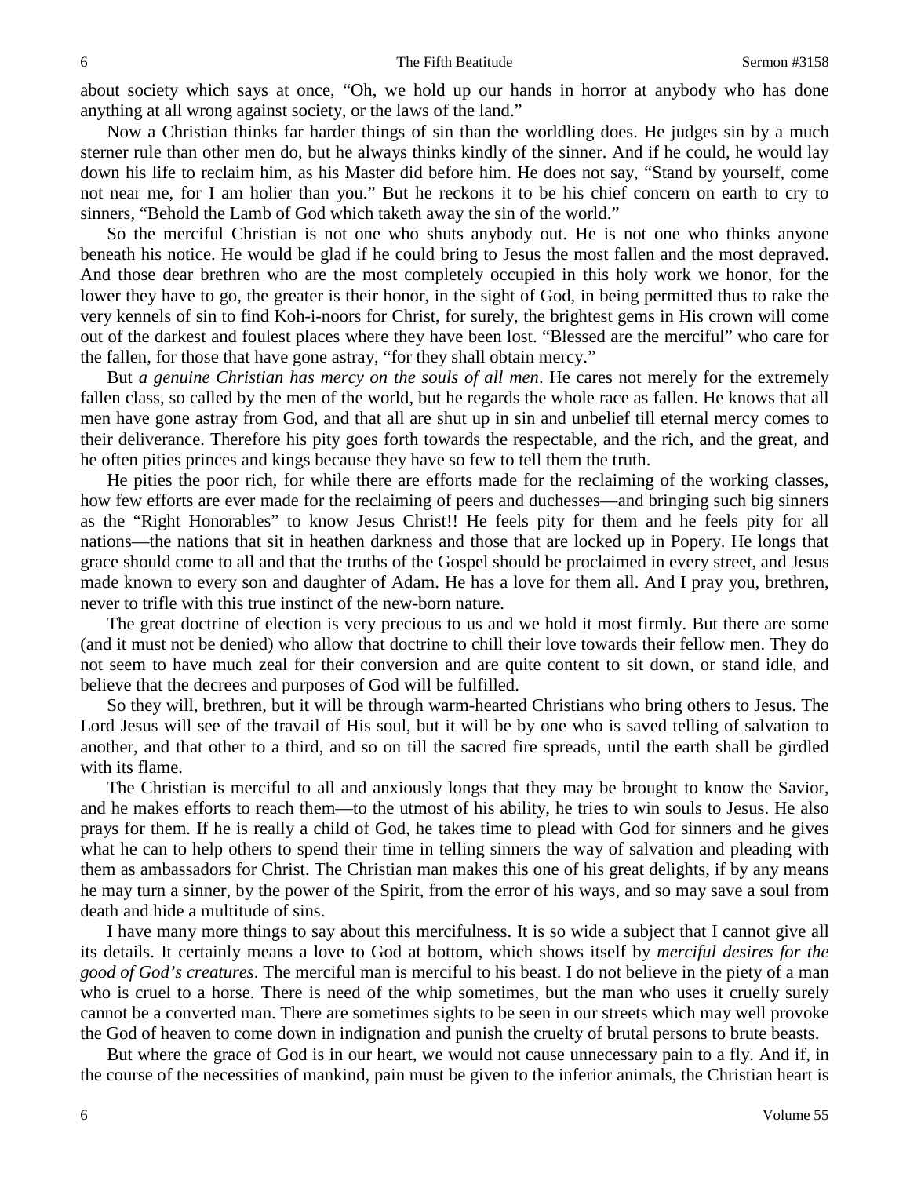about society which says at once, "Oh, we hold up our hands in horror at anybody who has done anything at all wrong against society, or the laws of the land."

Now a Christian thinks far harder things of sin than the worldling does. He judges sin by a much sterner rule than other men do, but he always thinks kindly of the sinner. And if he could, he would lay down his life to reclaim him, as his Master did before him. He does not say, "Stand by yourself, come not near me, for I am holier than you." But he reckons it to be his chief concern on earth to cry to sinners, "Behold the Lamb of God which taketh away the sin of the world."

So the merciful Christian is not one who shuts anybody out. He is not one who thinks anyone beneath his notice. He would be glad if he could bring to Jesus the most fallen and the most depraved. And those dear brethren who are the most completely occupied in this holy work we honor, for the lower they have to go, the greater is their honor, in the sight of God, in being permitted thus to rake the very kennels of sin to find Koh-i-noors for Christ, for surely, the brightest gems in His crown will come out of the darkest and foulest places where they have been lost. "Blessed are the merciful" who care for the fallen, for those that have gone astray, "for they shall obtain mercy."

But *a genuine Christian has mercy on the souls of all men*. He cares not merely for the extremely fallen class, so called by the men of the world, but he regards the whole race as fallen. He knows that all men have gone astray from God, and that all are shut up in sin and unbelief till eternal mercy comes to their deliverance. Therefore his pity goes forth towards the respectable, and the rich, and the great, and he often pities princes and kings because they have so few to tell them the truth.

He pities the poor rich, for while there are efforts made for the reclaiming of the working classes, how few efforts are ever made for the reclaiming of peers and duchesses—and bringing such big sinners as the "Right Honorables" to know Jesus Christ!! He feels pity for them and he feels pity for all nations—the nations that sit in heathen darkness and those that are locked up in Popery. He longs that grace should come to all and that the truths of the Gospel should be proclaimed in every street, and Jesus made known to every son and daughter of Adam. He has a love for them all. And I pray you, brethren, never to trifle with this true instinct of the new-born nature.

The great doctrine of election is very precious to us and we hold it most firmly. But there are some (and it must not be denied) who allow that doctrine to chill their love towards their fellow men. They do not seem to have much zeal for their conversion and are quite content to sit down, or stand idle, and believe that the decrees and purposes of God will be fulfilled.

So they will, brethren, but it will be through warm-hearted Christians who bring others to Jesus. The Lord Jesus will see of the travail of His soul, but it will be by one who is saved telling of salvation to another, and that other to a third, and so on till the sacred fire spreads, until the earth shall be girdled with its flame.

The Christian is merciful to all and anxiously longs that they may be brought to know the Savior, and he makes efforts to reach them—to the utmost of his ability, he tries to win souls to Jesus. He also prays for them. If he is really a child of God, he takes time to plead with God for sinners and he gives what he can to help others to spend their time in telling sinners the way of salvation and pleading with them as ambassadors for Christ. The Christian man makes this one of his great delights, if by any means he may turn a sinner, by the power of the Spirit, from the error of his ways, and so may save a soul from death and hide a multitude of sins.

I have many more things to say about this mercifulness. It is so wide a subject that I cannot give all its details. It certainly means a love to God at bottom, which shows itself by *merciful desires for the good of God's creatures*. The merciful man is merciful to his beast. I do not believe in the piety of a man who is cruel to a horse. There is need of the whip sometimes, but the man who uses it cruelly surely cannot be a converted man. There are sometimes sights to be seen in our streets which may well provoke the God of heaven to come down in indignation and punish the cruelty of brutal persons to brute beasts.

But where the grace of God is in our heart, we would not cause unnecessary pain to a fly. And if, in the course of the necessities of mankind, pain must be given to the inferior animals, the Christian heart is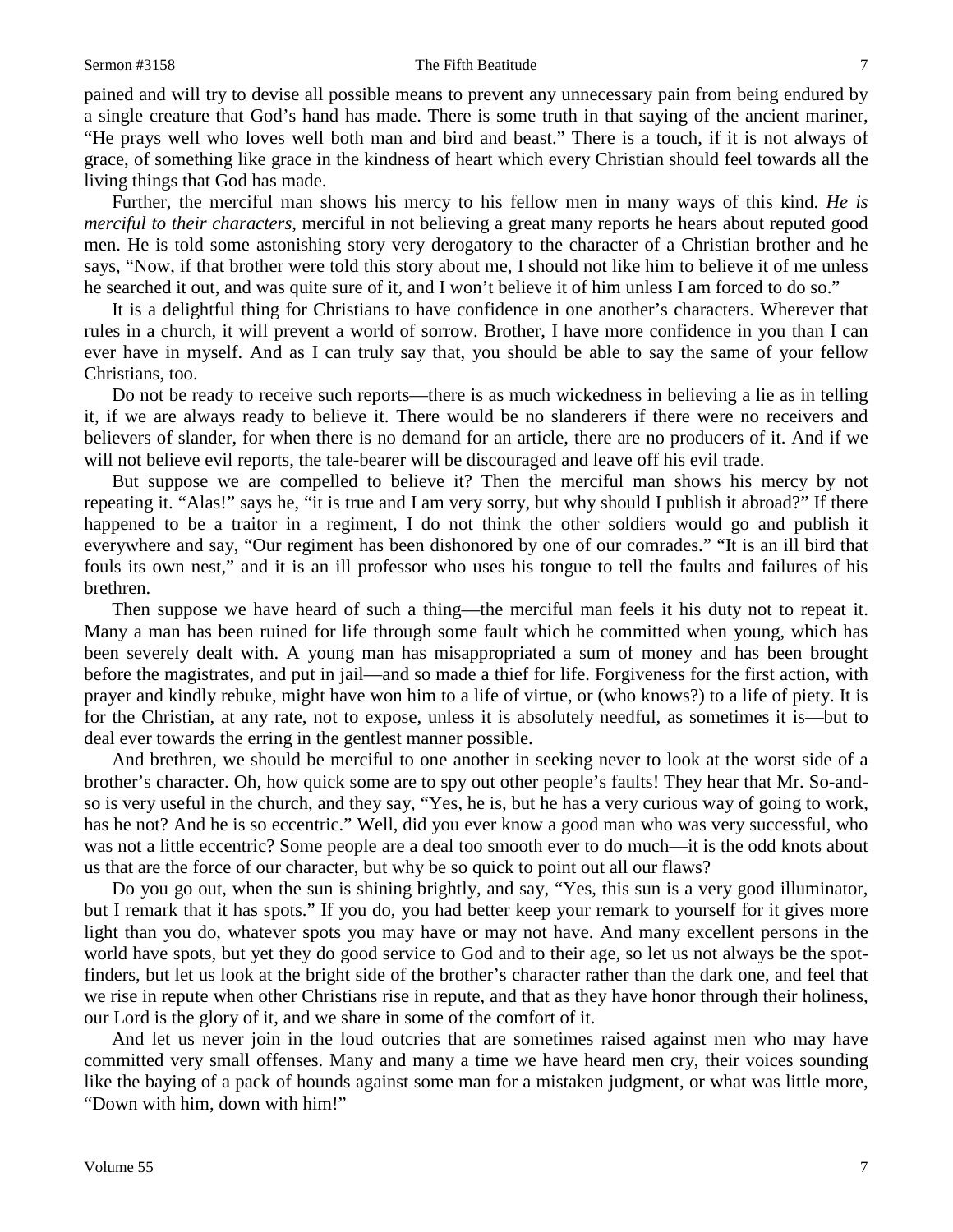pained and will try to devise all possible means to prevent any unnecessary pain from being endured by a single creature that God's hand has made. There is some truth in that saying of the ancient mariner, "He prays well who loves well both man and bird and beast." There is a touch, if it is not always of grace, of something like grace in the kindness of heart which every Christian should feel towards all the living things that God has made.

Further, the merciful man shows his mercy to his fellow men in many ways of this kind. *He is merciful to their characters*, merciful in not believing a great many reports he hears about reputed good men. He is told some astonishing story very derogatory to the character of a Christian brother and he says, "Now, if that brother were told this story about me, I should not like him to believe it of me unless he searched it out, and was quite sure of it, and I won't believe it of him unless I am forced to do so."

It is a delightful thing for Christians to have confidence in one another's characters. Wherever that rules in a church, it will prevent a world of sorrow. Brother, I have more confidence in you than I can ever have in myself. And as I can truly say that, you should be able to say the same of your fellow Christians, too.

Do not be ready to receive such reports—there is as much wickedness in believing a lie as in telling it, if we are always ready to believe it. There would be no slanderers if there were no receivers and believers of slander, for when there is no demand for an article, there are no producers of it. And if we will not believe evil reports, the tale-bearer will be discouraged and leave off his evil trade.

But suppose we are compelled to believe it? Then the merciful man shows his mercy by not repeating it. "Alas!" says he, "it is true and I am very sorry, but why should I publish it abroad?" If there happened to be a traitor in a regiment, I do not think the other soldiers would go and publish it everywhere and say, "Our regiment has been dishonored by one of our comrades." "It is an ill bird that fouls its own nest," and it is an ill professor who uses his tongue to tell the faults and failures of his brethren.

Then suppose we have heard of such a thing—the merciful man feels it his duty not to repeat it. Many a man has been ruined for life through some fault which he committed when young, which has been severely dealt with. A young man has misappropriated a sum of money and has been brought before the magistrates, and put in jail—and so made a thief for life. Forgiveness for the first action, with prayer and kindly rebuke, might have won him to a life of virtue, or (who knows?) to a life of piety. It is for the Christian, at any rate, not to expose, unless it is absolutely needful, as sometimes it is—but to deal ever towards the erring in the gentlest manner possible.

And brethren, we should be merciful to one another in seeking never to look at the worst side of a brother's character. Oh, how quick some are to spy out other people's faults! They hear that Mr. So-and-so is very useful in the church, and they say, "Yes, he is, but he has a very curious way of going to work, has he not? And he is so eccentric." Well, did you ever know a good man who was very successful, who was not a little eccentric? Some people are a deal too smooth ever to do much—it is the odd knots about us that are the force of our character, but why be so quick to point out all our flaws?

Do you go out, when the sun is shining brightly, and say, "Yes, this sun is a very good illuminator, but I remark that it has spots." If you do, you had better keep your remark to yourself for it gives more light than you do, whatever spots you may have or may not have. And many excellent persons in the world have spots, but yet they do good service to God and to their age, so let us not always be the spot-finders, but let us look at the bright side of the brother's character rather than the dark one, and feel that we rise in repute when other Christians rise in repute, and that as they have honor through their holiness, our Lord is the glory of it, and we share in some of the comfort of it.

And let us never join in the loud outcries that are sometimes raised against men who may have committed very small offenses. Many and many a time we have heard men cry, their voices sounding like the baying of a pack of hounds against some man for a mistaken judgment, or what was little more, "Down with him, down with him!"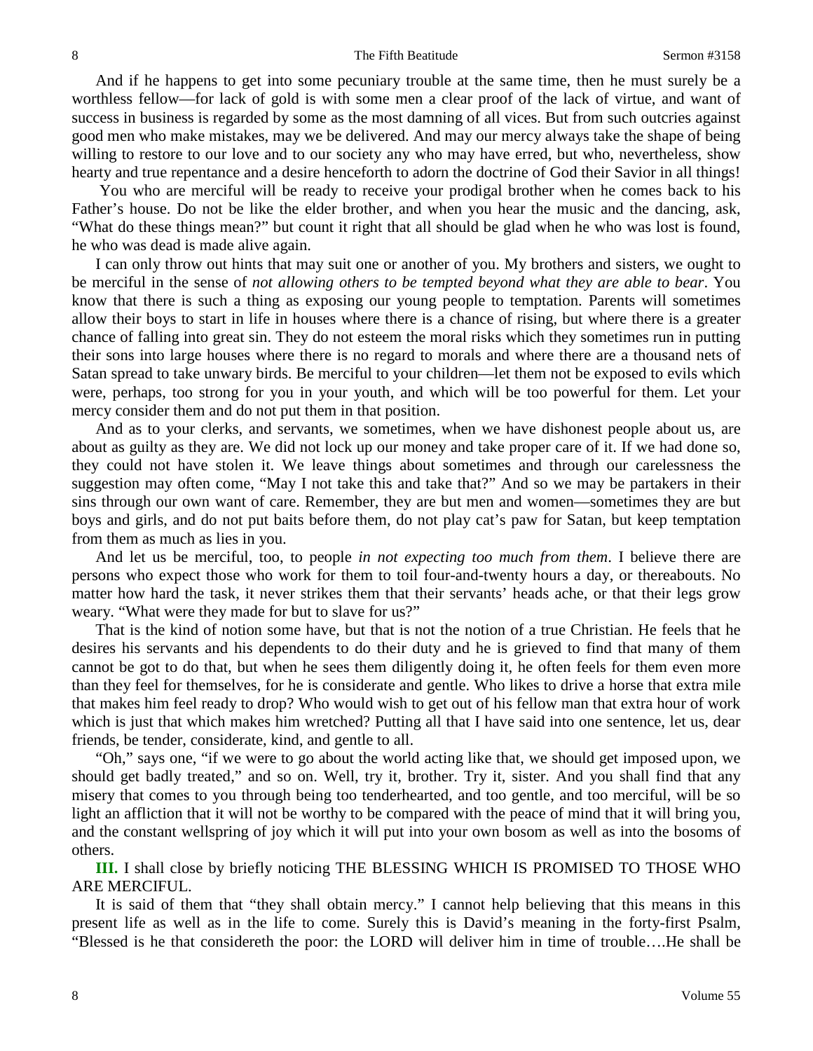And if he happens to get into some pecuniary trouble at the same time, then he must surely be a worthless fellow—for lack of gold is with some men a clear proof of the lack of virtue, and want of success in business is regarded by some as the most damning of all vices. But from such outcries against good men who make mistakes, may we be delivered. And may our mercy always take the shape of being willing to restore to our love and to our society any who may have erred, but who, nevertheless, show hearty and true repentance and a desire henceforth to adorn the doctrine of God their Savior in all things!

You who are merciful will be ready to receive your prodigal brother when he comes back to his Father's house. Do not be like the elder brother, and when you hear the music and the dancing, ask, "What do these things mean?" but count it right that all should be glad when he who was lost is found, he who was dead is made alive again.

I can only throw out hints that may suit one or another of you. My brothers and sisters, we ought to be merciful in the sense of *not allowing others to be tempted beyond what they are able to bear*. You know that there is such a thing as exposing our young people to temptation. Parents will sometimes allow their boys to start in life in houses where there is a chance of rising, but where there is a greater chance of falling into great sin. They do not esteem the moral risks which they sometimes run in putting their sons into large houses where there is no regard to morals and where there are a thousand nets of Satan spread to take unwary birds. Be merciful to your children—let them not be exposed to evils which were, perhaps, too strong for you in your youth, and which will be too powerful for them. Let your mercy consider them and do not put them in that position.

And as to your clerks, and servants, we sometimes, when we have dishonest people about us, are about as guilty as they are. We did not lock up our money and take proper care of it. If we had done so, they could not have stolen it. We leave things about sometimes and through our carelessness the suggestion may often come, "May I not take this and take that?" And so we may be partakers in their sins through our own want of care. Remember, they are but men and women—sometimes they are but boys and girls, and do not put baits before them, do not play cat's paw for Satan, but keep temptation from them as much as lies in you.

And let us be merciful, too, to people *in not expecting too much from them*. I believe there are persons who expect those who work for them to toil four-and-twenty hours a day, or thereabouts. No matter how hard the task, it never strikes them that their servants' heads ache, or that their legs grow weary. "What were they made for but to slave for us?"

That is the kind of notion some have, but that is not the notion of a true Christian. He feels that he desires his servants and his dependents to do their duty and he is grieved to find that many of them cannot be got to do that, but when he sees them diligently doing it, he often feels for them even more than they feel for themselves, for he is considerate and gentle. Who likes to drive a horse that extra mile that makes him feel ready to drop? Who would wish to get out of his fellow man that extra hour of work which is just that which makes him wretched? Putting all that I have said into one sentence, let us, dear friends, be tender, considerate, kind, and gentle to all.

"Oh," says one, "if we were to go about the world acting like that, we should get imposed upon, we should get badly treated," and so on. Well, try it, brother. Try it, sister. And you shall find that any misery that comes to you through being too tenderhearted, and too gentle, and too merciful, will be so light an affliction that it will not be worthy to be compared with the peace of mind that it will bring you, and the constant wellspring of joy which it will put into your own bosom as well as into the bosoms of others.

**III.** I shall close by briefly noticing THE BLESSING WHICH IS PROMISED TO THOSE WHO ARE MERCIFUL.

It is said of them that "they shall obtain mercy." I cannot help believing that this means in this present life as well as in the life to come. Surely this is David's meaning in the forty-first Psalm, "Blessed is he that considereth the poor: the LORD will deliver him in time of trouble….He shall be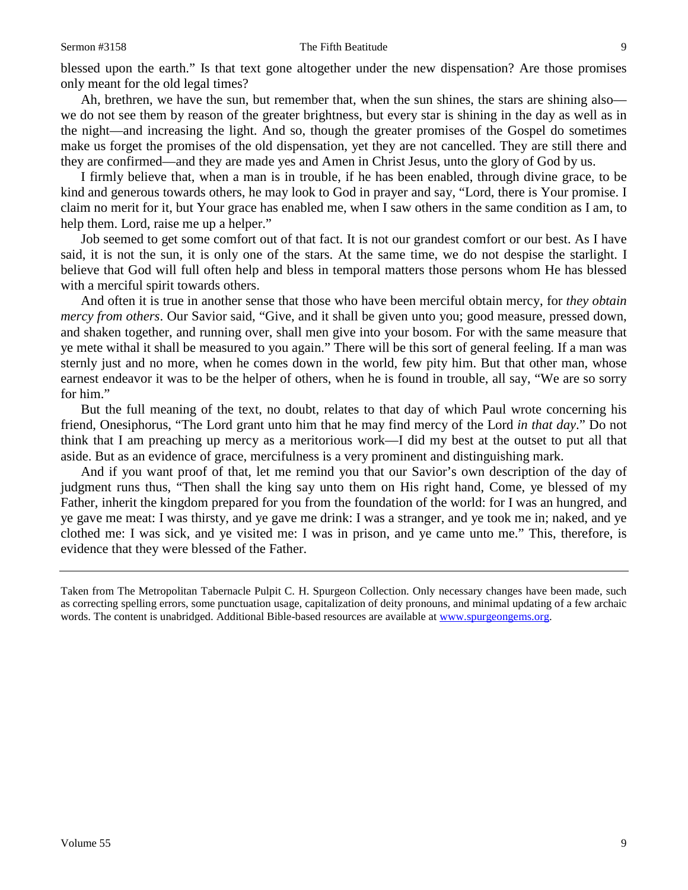blessed upon the earth." Is that text gone altogether under the new dispensation? Are those promises only meant for the old legal times?

Ah, brethren, we have the sun, but remember that, when the sun shines, the stars are shining also—we do not see them by reason of the greater brightness, but every star is shining in the day as well as in the night—and increasing the light. And so, though the greater promises of the Gospel do sometimes make us forget the promises of the old dispensation, yet they are not cancelled. They are still there and they are confirmed—and they are made yes and Amen in Christ Jesus, unto the glory of God by us.

I firmly believe that, when a man is in trouble, if he has been enabled, through divine grace, to be kind and generous towards others, he may look to God in prayer and say, "Lord, there is Your promise. I claim no merit for it, but Your grace has enabled me, when I saw others in the same condition as I am, to help them. Lord, raise me up a helper."

Job seemed to get some comfort out of that fact. It is not our grandest comfort or our best. As I have said, it is not the sun, it is only one of the stars. At the same time, we do not despise the starlight. I believe that God will full often help and bless in temporal matters those persons whom He has blessed with a merciful spirit towards others.

And often it is true in another sense that those who have been merciful obtain mercy, for *they obtain mercy from others*. Our Savior said, "Give, and it shall be given unto you; good measure, pressed down, and shaken together, and running over, shall men give into your bosom. For with the same measure that ye mete withal it shall be measured to you again." There will be this sort of general feeling. If a man was sternly just and no more, when he comes down in the world, few pity him. But that other man, whose earnest endeavor it was to be the helper of others, when he is found in trouble, all say, "We are so sorry for him."

But the full meaning of the text, no doubt, relates to that day of which Paul wrote concerning his friend, Onesiphorus, "The Lord grant unto him that he may find mercy of the Lord *in that day*." Do not think that I am preaching up mercy as a meritorious work—I did my best at the outset to put all that aside. But as an evidence of grace, mercifulness is a very prominent and distinguishing mark.

And if you want proof of that, let me remind you that our Savior's own description of the day of judgment runs thus, "Then shall the king say unto them on His right hand, Come, ye blessed of my Father, inherit the kingdom prepared for you from the foundation of the world: for I was an hungred, and ye gave me meat: I was thirsty, and ye gave me drink: I was a stranger, and ye took me in; naked, and ye clothed me: I was sick, and ye visited me: I was in prison, and ye came unto me." This, therefore, is evidence that they were blessed of the Father.

---

Taken from The Metropolitan Tabernacle Pulpit C. H. Spurgeon Collection. Only necessary changes have been made, such as correcting spelling errors, some punctuation usage, capitalization of deity pronouns, and minimal updating of a few archaic words. The content is unabridged. Additional Bible-based resources are available at www.spurgeongems.org.